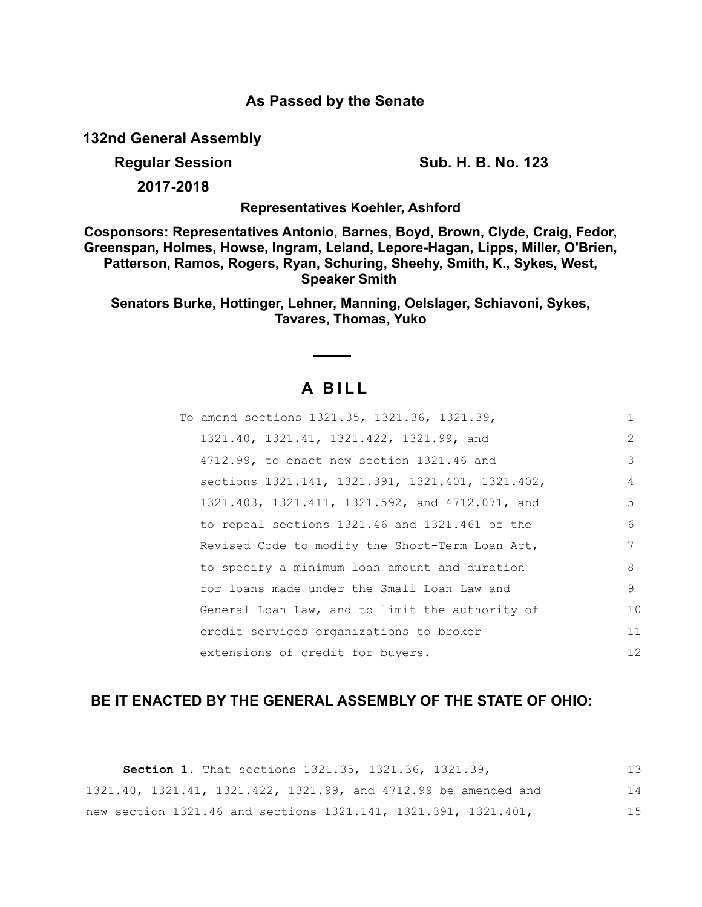**As Passed by the Senate**

**132nd General Assembly**

**Regular Session** **Sub. H. B. No. 123**

**2017-2018**

**Representatives Koehler, Ashford**

**Cosponsors: Representatives Antonio, Barnes, Boyd, Brown, Clyde, Craig, Fedor, Greenspan, Holmes, Howse, Ingram, Leland, Lepore-Hagan, Lipps, Miller, O'Brien, Patterson, Ramos, Rogers, Ryan, Schuring, Sheehy, Smith, K., Sykes, West, Speaker Smith**

**Senators Burke, Hottinger, Lehner, Manning, Oelslager, Schiavoni, Sykes, Tavares, Thomas, Yuko**

# A BILL

To amend sections 1321.35, 1321.36, 1321.39, 1321.40, 1321.41, 1321.422, 1321.99, and 4712.99, to enact new section 1321.46 and sections 1321.141, 1321.391, 1321.401, 1321.402, 1321.403, 1321.411, 1321.592, and 4712.071, and to repeal sections 1321.46 and 1321.461 of the Revised Code to modify the Short-Term Loan Act, to specify a minimum loan amount and duration for loans made under the Small Loan Law and General Loan Law, and to limit the authority of credit services organizations to broker extensions of credit for buyers.

## BE IT ENACTED BY THE GENERAL ASSEMBLY OF THE STATE OF OHIO:

**Section 1.** That sections 1321.35, 1321.36, 1321.39, 1321.40, 1321.41, 1321.422, 1321.99, and 4712.99 be amended and new section 1321.46 and sections 1321.141, 1321.391, 1321.401,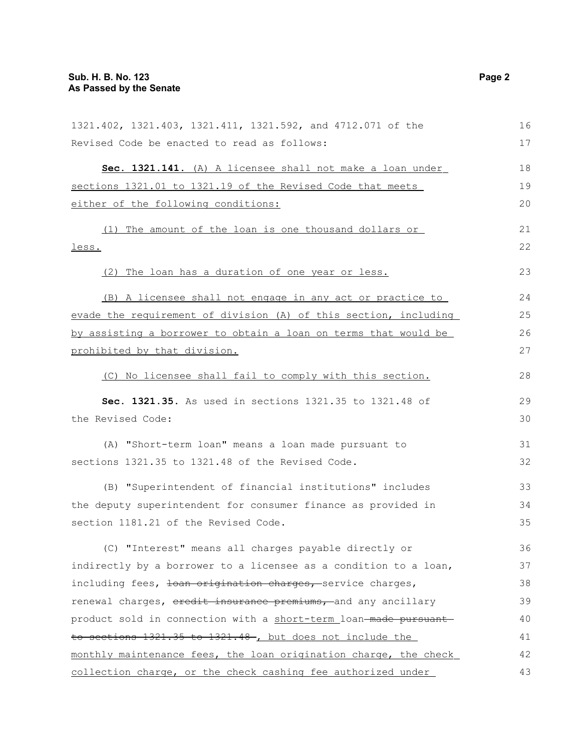1321.402, 1321.403, 1321.411, 1321.592, and 4712.071 of the Revised Code be enacted to read as follows:

**Sec. 1321.141.** (A) A licensee shall not make a loan under sections 1321.01 to 1321.19 of the Revised Code that meets either of the following conditions:

(1) The amount of the loan is one thousand dollars or less.

(2) The loan has a duration of one year or less.

(B) A licensee shall not engage in any act or practice to evade the requirement of division (A) of this section, including by assisting a borrower to obtain a loan on terms that would be prohibited by that division.

(C) No licensee shall fail to comply with this section.

**Sec. 1321.35.** As used in sections 1321.35 to 1321.48 of the Revised Code:

(A) "Short-term loan" means a loan made pursuant to sections 1321.35 to 1321.48 of the Revised Code.

(B) "Superintendent of financial institutions" includes the deputy superintendent for consumer finance as provided in section 1181.21 of the Revised Code.

(C) "Interest" means all charges payable directly or indirectly by a borrower to a licensee as a condition to a loan, including fees, ~~loan origination charges,~~ service charges, renewal charges, ~~credit insurance premiums,~~ and any ancillary product sold in connection with a short-term loan ~~made pursuant to sections 1321.35 to 1321.48~~, but does not include the monthly maintenance fees, the loan origination charge, the check collection charge, or the check cashing fee authorized under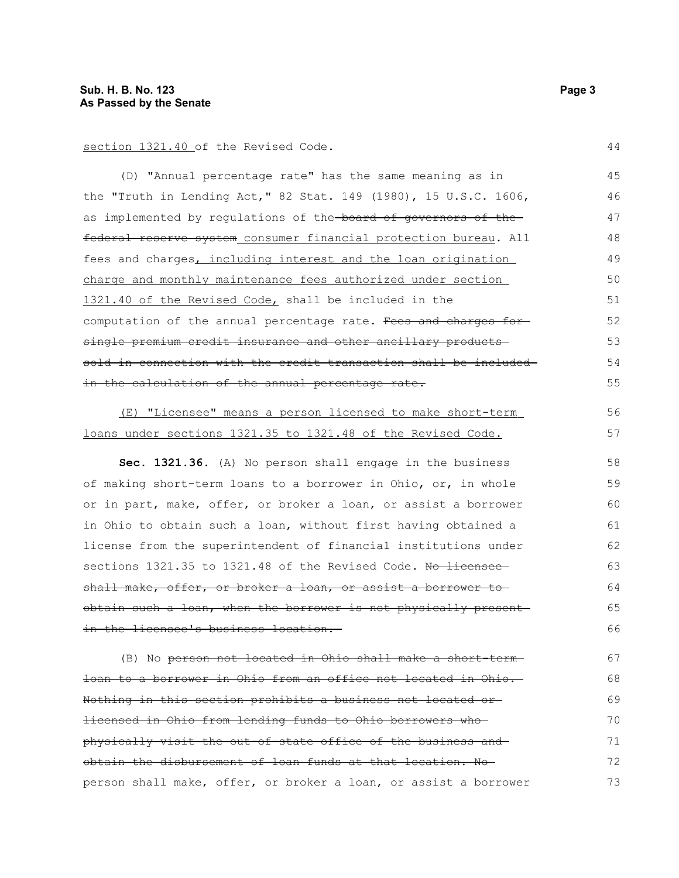section 1321.40 of the Revised Code.

(D) "Annual percentage rate" has the same meaning as in the "Truth in Lending Act," 82 Stat. 149 (1980), 15 U.S.C. 1606, as implemented by regulations of the ~~board of governors of the federal reserve system~~ consumer financial protection bureau. All fees and charges, including interest and the loan origination charge and monthly maintenance fees authorized under section 1321.40 of the Revised Code, shall be included in the computation of the annual percentage rate. ~~Fees and charges for single premium credit insurance and other ancillary products sold in connection with the credit transaction shall be included in the calculation of the annual percentage rate.~~

(E) "Licensee" means a person licensed to make short-term loans under sections 1321.35 to 1321.48 of the Revised Code.

**Sec. 1321.36.** (A) No person shall engage in the business of making short-term loans to a borrower in Ohio, or, in whole or in part, make, offer, or broker a loan, or assist a borrower in Ohio to obtain such a loan, without first having obtained a license from the superintendent of financial institutions under sections 1321.35 to 1321.48 of the Revised Code. ~~No licensee shall make, offer, or broker a loan, or assist a borrower to obtain such a loan, when the borrower is not physically present in the licensee's business location.~~

(B) No ~~person not located in Ohio shall make a short-term loan to a borrower in Ohio from an office not located in Ohio. Nothing in this section prohibits a business not located or licensed in Ohio from lending funds to Ohio borrowers who physically visit the out-of-state office of the business and obtain the disbursement of loan funds at that location. No~~ person shall make, offer, or broker a loan, or assist a borrower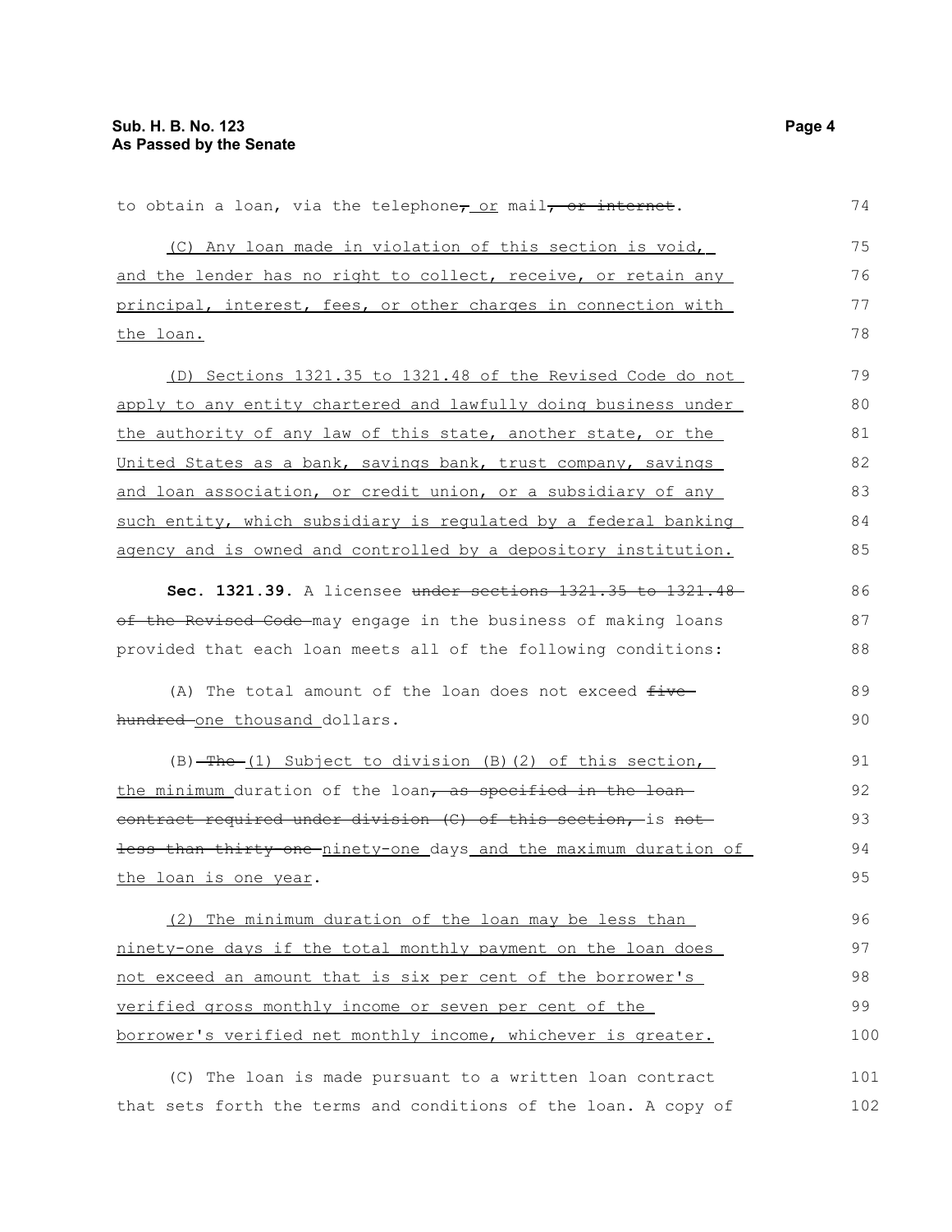to obtain a loan, via the telephone~~,~~ <u>or</u> mail~~, or internet~~.

<u>(C) Any loan made in violation of this section is void, and the lender has no right to collect, receive, or retain any principal, interest, fees, or other charges in connection with the loan.</u>

<u>(D) Sections 1321.35 to 1321.48 of the Revised Code do not apply to any entity chartered and lawfully doing business under the authority of any law of this state, another state, or the United States as a bank, savings bank, trust company, savings and loan association, or credit union, or a subsidiary of any such entity, which subsidiary is regulated by a federal banking agency and is owned and controlled by a depository institution.</u>

**Sec. 1321.39.** A licensee ~~under sections 1321.35 to 1321.48 of the Revised Code~~ may engage in the business of making loans provided that each loan meets all of the following conditions:

(A) The total amount of the loan does not exceed ~~five hundred~~ <u>one thousand</u> dollars.

(B) ~~The~~ <u>(1) Subject to division (B)(2) of this section, the minimum</u> duration of the loan~~, as specified in the loan contract required under division (C) of this section,~~ is ~~not less than thirty-one~~ <u>ninety-one</u> days <u>and the maximum duration of the loan is one year</u>.

<u>(2) The minimum duration of the loan may be less than ninety-one days if the total monthly payment on the loan does not exceed an amount that is six per cent of the borrower's verified gross monthly income or seven per cent of the borrower's verified net monthly income, whichever is greater.</u>

(C) The loan is made pursuant to a written loan contract that sets forth the terms and conditions of the loan. A copy of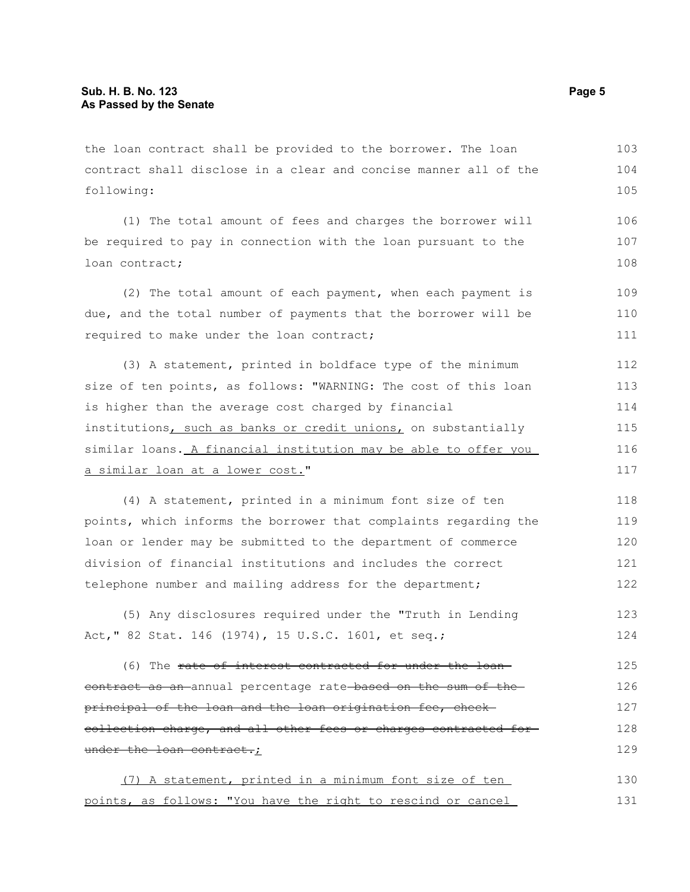the loan contract shall be provided to the borrower. The loan contract shall disclose in a clear and concise manner all of the following:

(1) The total amount of fees and charges the borrower will be required to pay in connection with the loan pursuant to the loan contract;

(2) The total amount of each payment, when each payment is due, and the total number of payments that the borrower will be required to make under the loan contract;

(3) A statement, printed in boldface type of the minimum size of ten points, as follows: "WARNING: The cost of this loan is higher than the average cost charged by financial institutions<u>, such as banks or credit unions,</u> on substantially similar loans.<u> A financial institution may be able to offer you a similar loan at a lower cost.</u>"

(4) A statement, printed in a minimum font size of ten points, which informs the borrower that complaints regarding the loan or lender may be submitted to the department of commerce division of financial institutions and includes the correct telephone number and mailing address for the department;

(5) Any disclosures required under the "Truth in Lending Act," 82 Stat. 146 (1974), 15 U.S.C. 1601, et seq.;

(6) The ~~rate of interest contracted for under the loan contract as an~~ annual percentage rate~~ based on the sum of the principal of the loan and the loan origination fee, check collection charge, and all other fees or charges contracted for under the loan contract.~~<u>;</u>

<u>(7) A statement, printed in a minimum font size of ten points, as follows: "You have the right to rescind or cancel</u>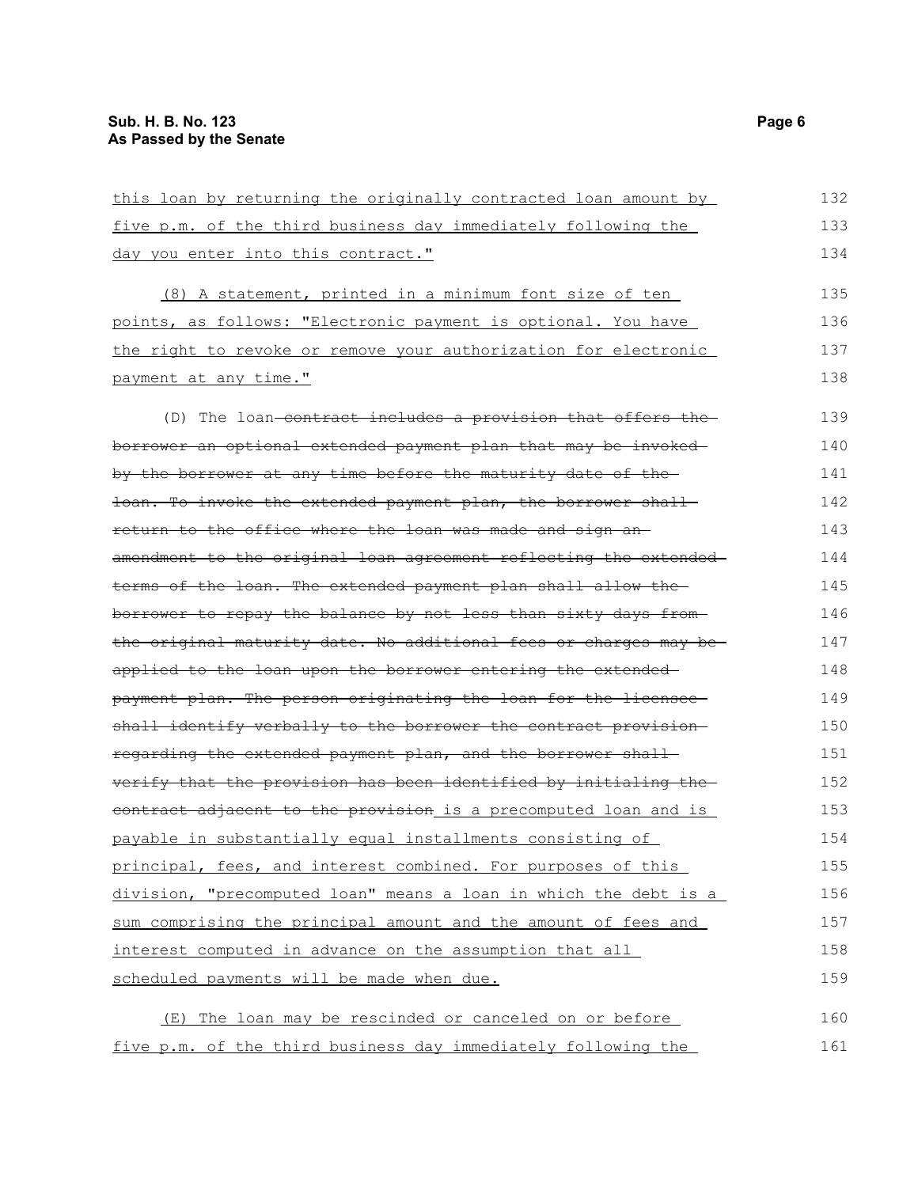this loan by returning the originally contracted loan amount by five p.m. of the third business day immediately following the day you enter into this contract."

(8) A statement, printed in a minimum font size of ten points, as follows: "Electronic payment is optional. You have the right to revoke or remove your authorization for electronic payment at any time."

(D) The loan ~~contract includes a provision that offers the borrower an optional extended payment plan that may be invoked by the borrower at any time before the maturity date of the loan. To invoke the extended payment plan, the borrower shall return to the office where the loan was made and sign an amendment to the original loan agreement reflecting the extended terms of the loan. The extended payment plan shall allow the borrower to repay the balance by not less than sixty days from the original maturity date. No additional fees or charges may be applied to the loan upon the borrower entering the extended payment plan. The person originating the loan for the licensee shall identify verbally to the borrower the contract provision regarding the extended payment plan, and the borrower shall verify that the provision has been identified by initialing the contract adjacent to the provision~~ is a precomputed loan and is payable in substantially equal installments consisting of principal, fees, and interest combined. For purposes of this division, "precomputed loan" means a loan in which the debt is a sum comprising the principal amount and the amount of fees and interest computed in advance on the assumption that all scheduled payments will be made when due.

(E) The loan may be rescinded or canceled on or before five p.m. of the third business day immediately following the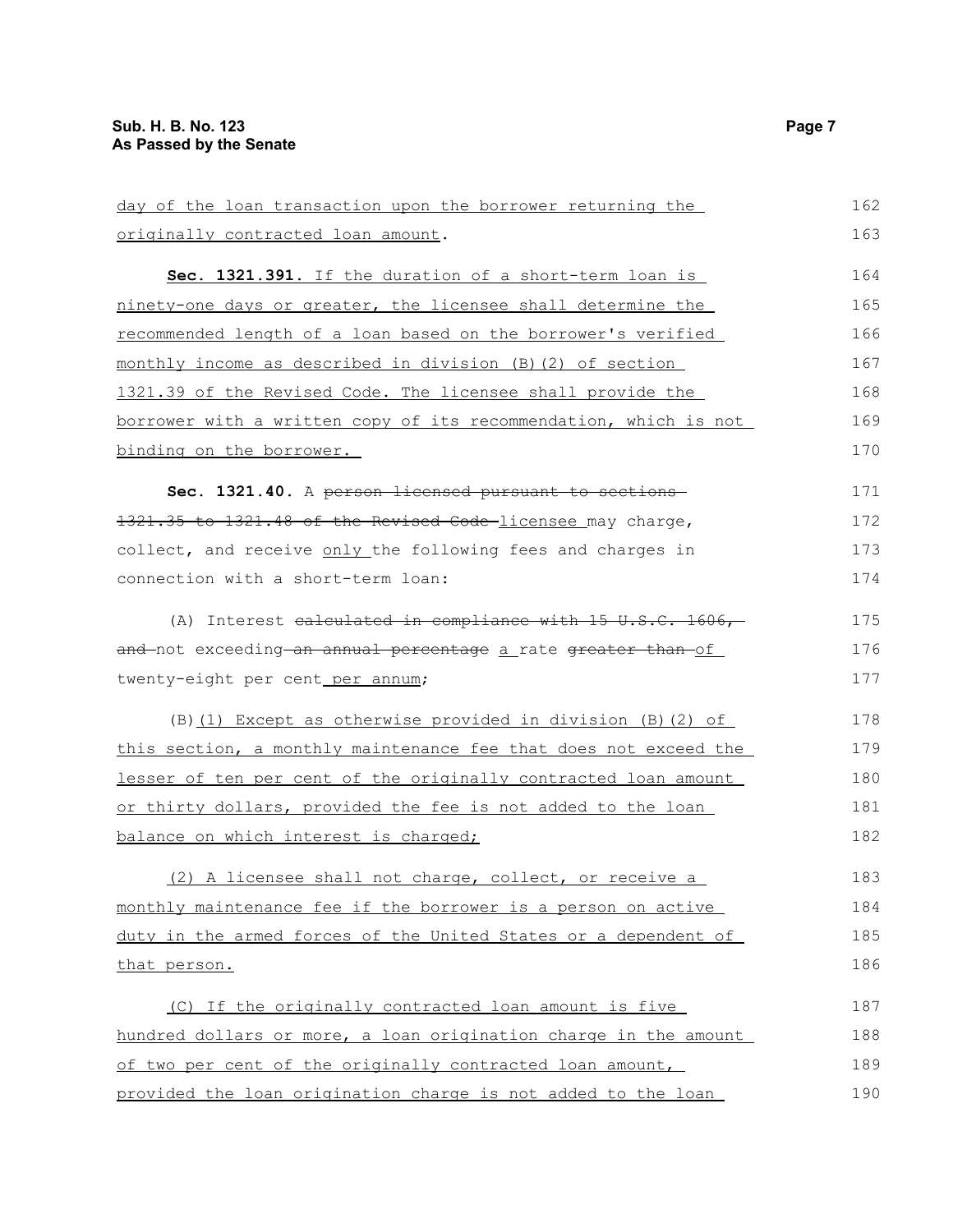day of the loan transaction upon the borrower returning the originally contracted loan amount.

**Sec. 1321.391.** If the duration of a short-term loan is ninety-one days or greater, the licensee shall determine the recommended length of a loan based on the borrower's verified monthly income as described in division (B)(2) of section 1321.39 of the Revised Code. The licensee shall provide the borrower with a written copy of its recommendation, which is not binding on the borrower.

**Sec. 1321.40.** A ~~person licensed pursuant to sections 1321.35 to 1321.48 of the Revised Code~~ licensee may charge, collect, and receive only the following fees and charges in connection with a short-term loan:

(A) Interest ~~calculated in compliance with 15 U.S.C. 1606, and~~ not exceeding ~~an annual percentage~~ a rate ~~greater than~~ of twenty-eight per cent per annum;

(B)(1) Except as otherwise provided in division (B)(2) of this section, a monthly maintenance fee that does not exceed the lesser of ten per cent of the originally contracted loan amount or thirty dollars, provided the fee is not added to the loan balance on which interest is charged;

(2) A licensee shall not charge, collect, or receive a monthly maintenance fee if the borrower is a person on active duty in the armed forces of the United States or a dependent of that person.

(C) If the originally contracted loan amount is five hundred dollars or more, a loan origination charge in the amount of two per cent of the originally contracted loan amount, provided the loan origination charge is not added to the loan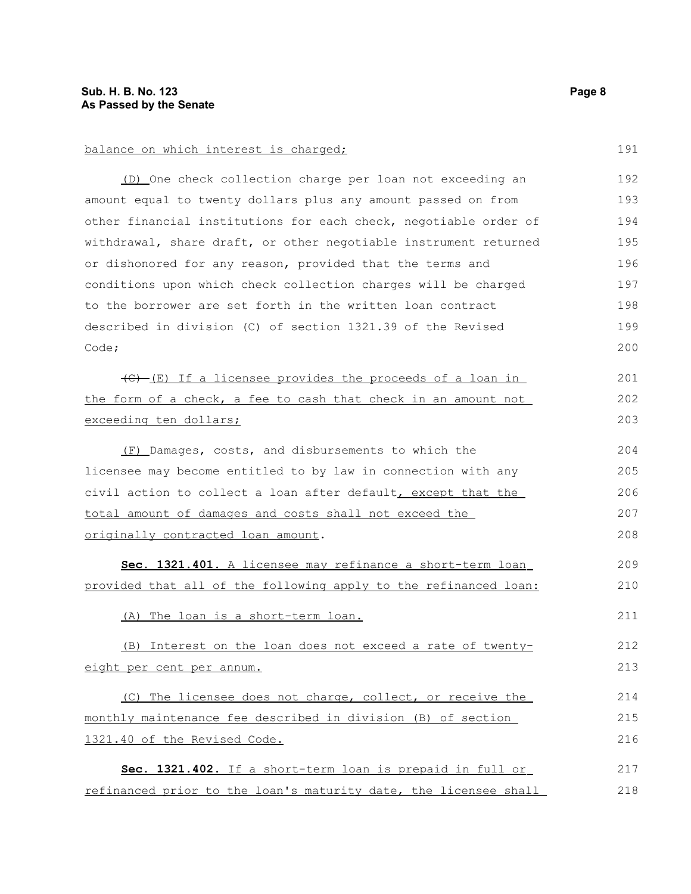balance on which interest is charged;

(D) One check collection charge per loan not exceeding an amount equal to twenty dollars plus any amount passed on from other financial institutions for each check, negotiable order of withdrawal, share draft, or other negotiable instrument returned or dishonored for any reason, provided that the terms and conditions upon which check collection charges will be charged to the borrower are set forth in the written loan contract described in division (C) of section 1321.39 of the Revised Code;

~~(C)~~ (E) If a licensee provides the proceeds of a loan in the form of a check, a fee to cash that check in an amount not exceeding ten dollars;

(F) Damages, costs, and disbursements to which the licensee may become entitled to by law in connection with any civil action to collect a loan after default, except that the total amount of damages and costs shall not exceed the originally contracted loan amount.

**Sec. 1321.401.** A licensee may refinance a short-term loan provided that all of the following apply to the refinanced loan:

(A) The loan is a short-term loan.

(B) Interest on the loan does not exceed a rate of twenty-eight per cent per annum.

(C) The licensee does not charge, collect, or receive the monthly maintenance fee described in division (B) of section 1321.40 of the Revised Code.

**Sec. 1321.402.** If a short-term loan is prepaid in full or refinanced prior to the loan's maturity date, the licensee shall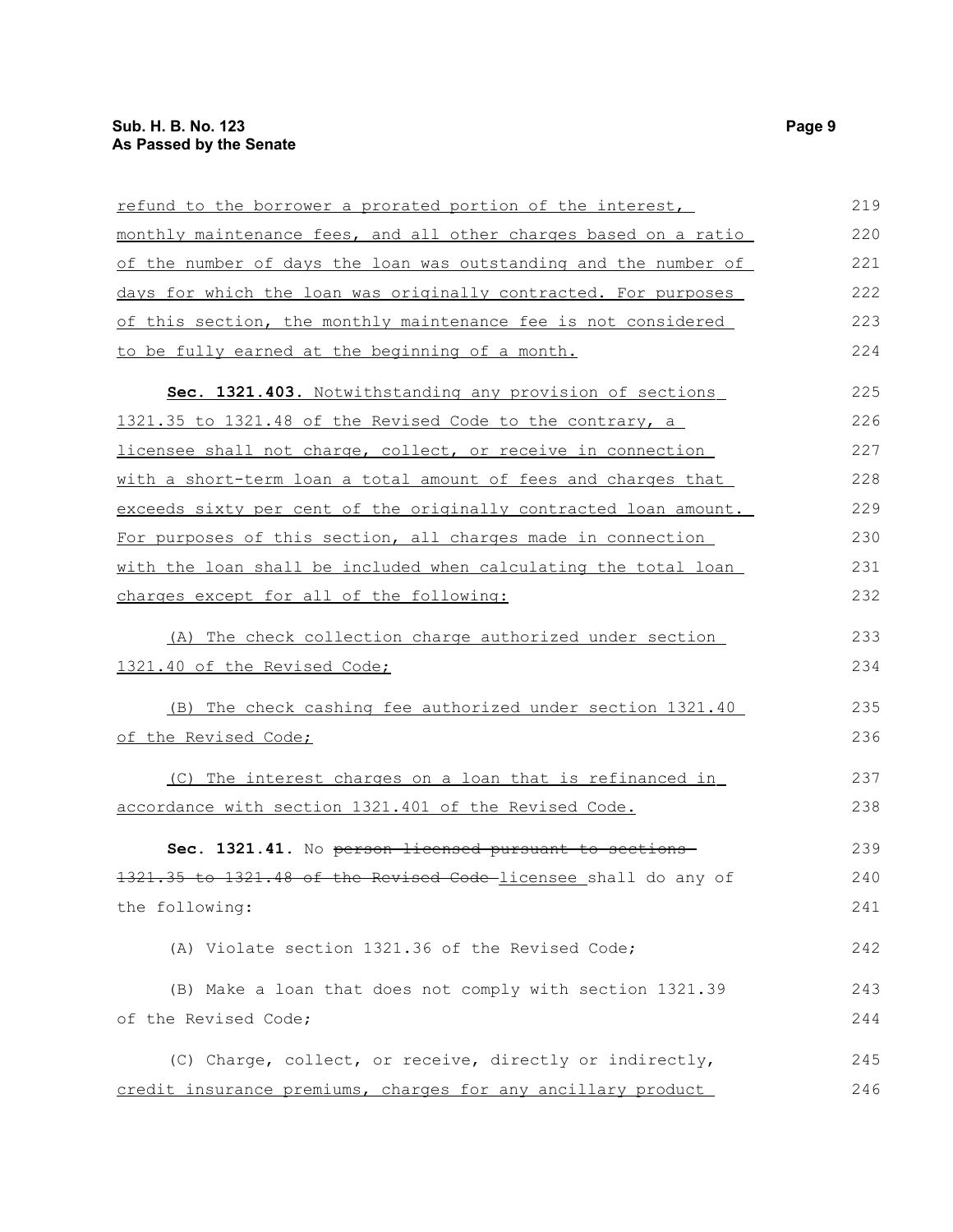refund to the borrower a prorated portion of the interest, monthly maintenance fees, and all other charges based on a ratio of the number of days the loan was outstanding and the number of days for which the loan was originally contracted. For purposes of this section, the monthly maintenance fee is not considered to be fully earned at the beginning of a month.

**Sec. 1321.403.** Notwithstanding any provision of sections 1321.35 to 1321.48 of the Revised Code to the contrary, a licensee shall not charge, collect, or receive in connection with a short-term loan a total amount of fees and charges that exceeds sixty per cent of the originally contracted loan amount. For purposes of this section, all charges made in connection with the loan shall be included when calculating the total loan charges except for all of the following:

(A) The check collection charge authorized under section 1321.40 of the Revised Code;

(B) The check cashing fee authorized under section 1321.40 of the Revised Code;

(C) The interest charges on a loan that is refinanced in accordance with section 1321.401 of the Revised Code.

**Sec. 1321.41.** No ~~person licensed pursuant to sections 1321.35 to 1321.48 of the Revised Code~~ licensee shall do any of the following:

(A) Violate section 1321.36 of the Revised Code;

(B) Make a loan that does not comply with section 1321.39 of the Revised Code;

(C) Charge, collect, or receive, directly or indirectly, credit insurance premiums, charges for any ancillary product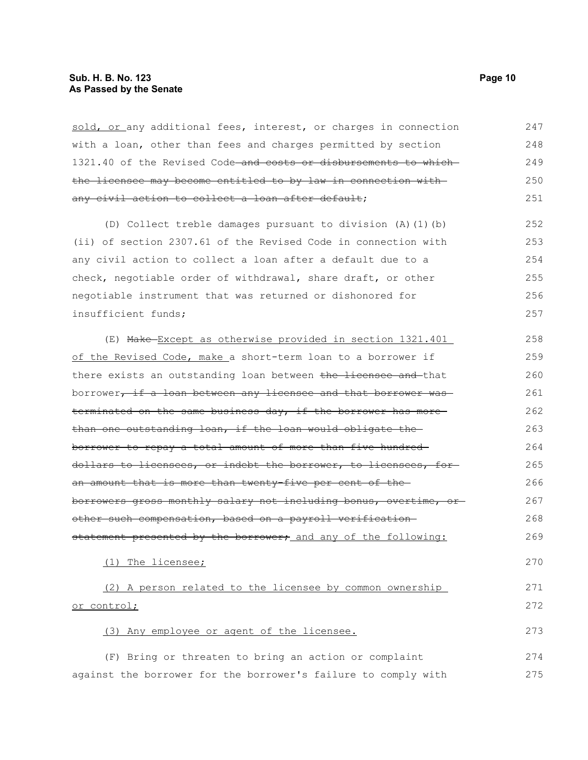sold, or any additional fees, interest, or charges in connection with a loan, other than fees and charges permitted by section 1321.40 of the Revised Code ~~and costs or disbursements to which the licensee may become entitled to by law in connection with any civil action to collect a loan after default~~;

(D) Collect treble damages pursuant to division (A)(1)(b)(ii) of section 2307.61 of the Revised Code in connection with any civil action to collect a loan after a default due to a check, negotiable order of withdrawal, share draft, or other negotiable instrument that was returned or dishonored for insufficient funds;

(E) ~~Make~~ Except as otherwise provided in section 1321.401 of the Revised Code, make a short-term loan to a borrower if there exists an outstanding loan between ~~the licensee and~~ that borrower~~, if a loan between any licensee and that borrower was terminated on the same business day, if the borrower has more than one outstanding loan, if the loan would obligate the borrower to repay a total amount of more than five hundred dollars to licensees, or indebt the borrower, to licensees, for an amount that is more than twenty-five per cent of the borrowers gross monthly salary not including bonus, overtime, or other such compensation, based on a payroll verification statement presented by the borrower;~~ and any of the following:

(1) The licensee;

(2) A person related to the licensee by common ownership or control;

(3) Any employee or agent of the licensee.

(F) Bring or threaten to bring an action or complaint against the borrower for the borrower's failure to comply with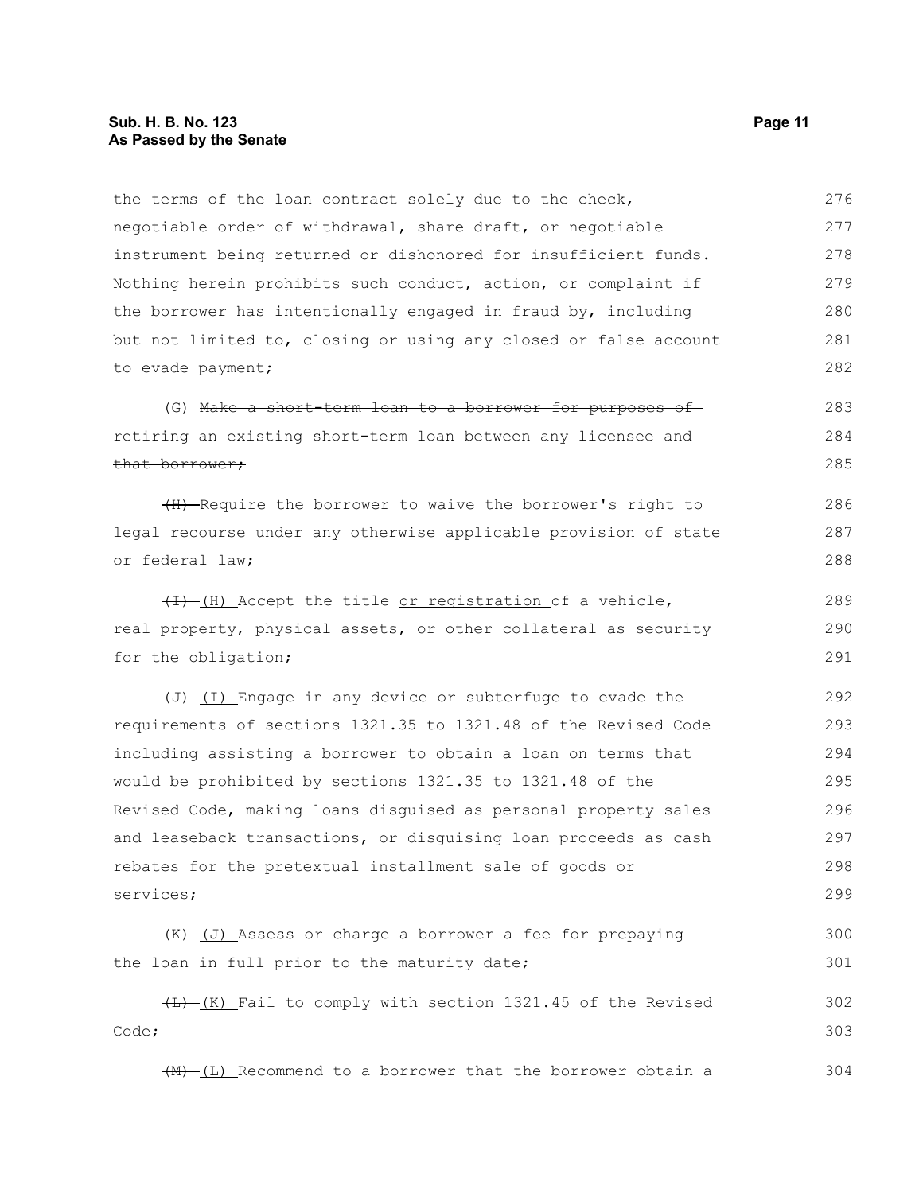the terms of the loan contract solely due to the check, negotiable order of withdrawal, share draft, or negotiable instrument being returned or dishonored for insufficient funds. Nothing herein prohibits such conduct, action, or complaint if the borrower has intentionally engaged in fraud by, including but not limited to, closing or using any closed or false account to evade payment;

(G) ~~Make a short-term loan to a borrower for purposes of retiring an existing short-term loan between any licensee and that borrower;~~

~~(H)~~ Require the borrower to waive the borrower's right to legal recourse under any otherwise applicable provision of state or federal law;

~~(I)~~ (H) Accept the title <u>or registration</u> of a vehicle, real property, physical assets, or other collateral as security for the obligation;

~~(J)~~ (I) Engage in any device or subterfuge to evade the requirements of sections 1321.35 to 1321.48 of the Revised Code including assisting a borrower to obtain a loan on terms that would be prohibited by sections 1321.35 to 1321.48 of the Revised Code, making loans disguised as personal property sales and leaseback transactions, or disguising loan proceeds as cash rebates for the pretextual installment sale of goods or services;

~~(K)~~ (J) Assess or charge a borrower a fee for prepaying the loan in full prior to the maturity date;

~~(L)~~ (K) Fail to comply with section 1321.45 of the Revised Code;

~~(M)~~ (L) Recommend to a borrower that the borrower obtain a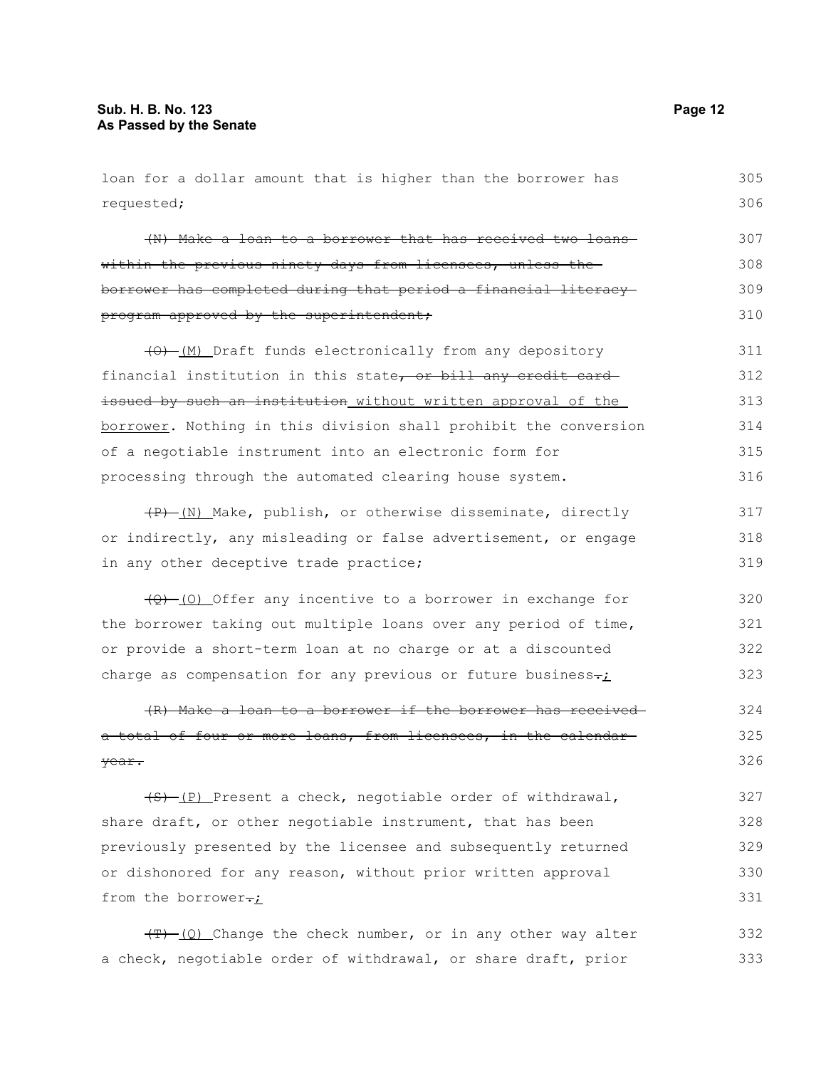loan for a dollar amount that is higher than the borrower has requested;

~~(N) Make a loan to a borrower that has received two loans within the previous ninety days from licensees, unless the borrower has completed during that period a financial literacy program approved by the superintendent;~~

~~(O)~~ (M) Draft funds electronically from any depository financial institution in this state~~, or bill any credit card issued by such an institution~~ without written approval of the borrower. Nothing in this division shall prohibit the conversion of a negotiable instrument into an electronic form for processing through the automated clearing house system.

~~(P)~~ (N) Make, publish, or otherwise disseminate, directly or indirectly, any misleading or false advertisement, or engage in any other deceptive trade practice;

~~(Q)~~ (O) Offer any incentive to a borrower in exchange for the borrower taking out multiple loans over any period of time, or provide a short-term loan at no charge or at a discounted charge as compensation for any previous or future business~~.~~;

~~(R) Make a loan to a borrower if the borrower has received a total of four or more loans, from licensees, in the calendar year.~~

~~(S)~~ (P) Present a check, negotiable order of withdrawal, share draft, or other negotiable instrument, that has been previously presented by the licensee and subsequently returned or dishonored for any reason, without prior written approval from the borrower~~.~~;

~~(T)~~ (Q) Change the check number, or in any other way alter a check, negotiable order of withdrawal, or share draft, prior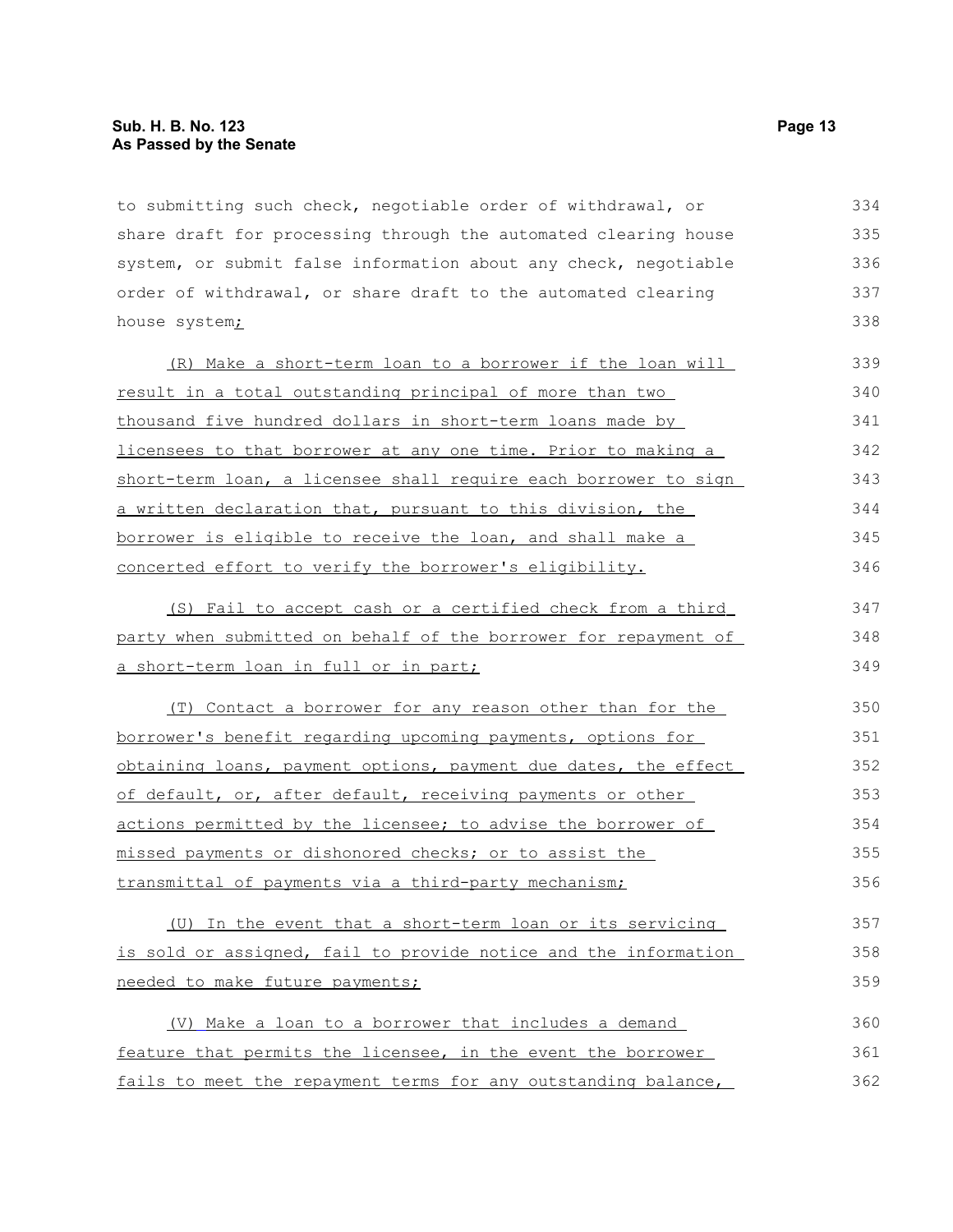to submitting such check, negotiable order of withdrawal, or share draft for processing through the automated clearing house system, or submit false information about any check, negotiable order of withdrawal, or share draft to the automated clearing house system;

(R) Make a short-term loan to a borrower if the loan will result in a total outstanding principal of more than two thousand five hundred dollars in short-term loans made by licensees to that borrower at any one time. Prior to making a short-term loan, a licensee shall require each borrower to sign a written declaration that, pursuant to this division, the borrower is eligible to receive the loan, and shall make a concerted effort to verify the borrower's eligibility.

(S) Fail to accept cash or a certified check from a third party when submitted on behalf of the borrower for repayment of a short-term loan in full or in part;

(T) Contact a borrower for any reason other than for the borrower's benefit regarding upcoming payments, options for obtaining loans, payment options, payment due dates, the effect of default, or, after default, receiving payments or other actions permitted by the licensee; to advise the borrower of missed payments or dishonored checks; or to assist the transmittal of payments via a third-party mechanism;

(U) In the event that a short-term loan or its servicing is sold or assigned, fail to provide notice and the information needed to make future payments;

(V) Make a loan to a borrower that includes a demand feature that permits the licensee, in the event the borrower fails to meet the repayment terms for any outstanding balance,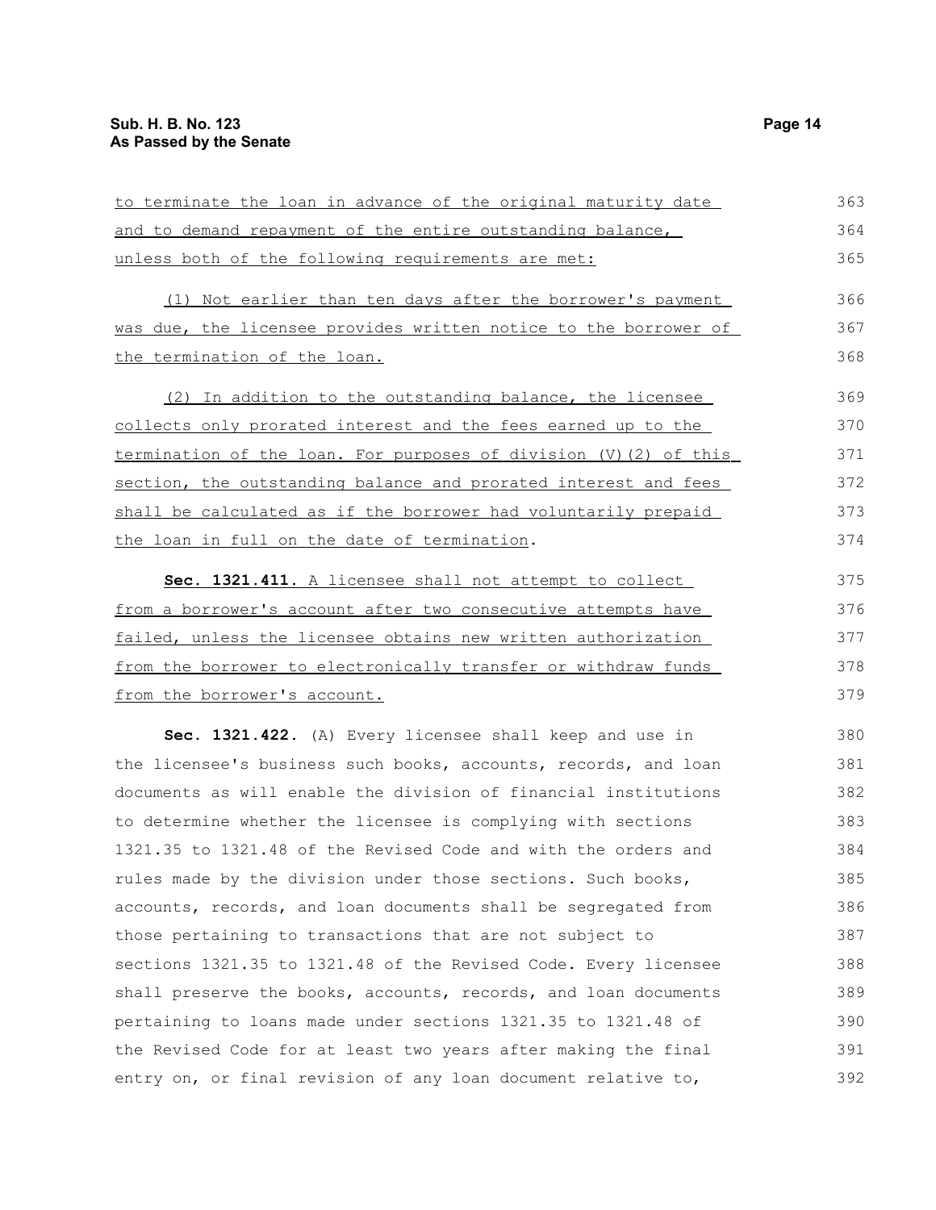to terminate the loan in advance of the original maturity date and to demand repayment of the entire outstanding balance, unless both of the following requirements are met:

(1) Not earlier than ten days after the borrower's payment was due, the licensee provides written notice to the borrower of the termination of the loan.

(2) In addition to the outstanding balance, the licensee collects only prorated interest and the fees earned up to the termination of the loan. For purposes of division (V)(2) of this section, the outstanding balance and prorated interest and fees shall be calculated as if the borrower had voluntarily prepaid the loan in full on the date of termination.

**Sec. 1321.411.** A licensee shall not attempt to collect from a borrower's account after two consecutive attempts have failed, unless the licensee obtains new written authorization from the borrower to electronically transfer or withdraw funds from the borrower's account.

**Sec. 1321.422.** (A) Every licensee shall keep and use in the licensee's business such books, accounts, records, and loan documents as will enable the division of financial institutions to determine whether the licensee is complying with sections 1321.35 to 1321.48 of the Revised Code and with the orders and rules made by the division under those sections. Such books, accounts, records, and loan documents shall be segregated from those pertaining to transactions that are not subject to sections 1321.35 to 1321.48 of the Revised Code. Every licensee shall preserve the books, accounts, records, and loan documents pertaining to loans made under sections 1321.35 to 1321.48 of the Revised Code for at least two years after making the final entry on, or final revision of any loan document relative to,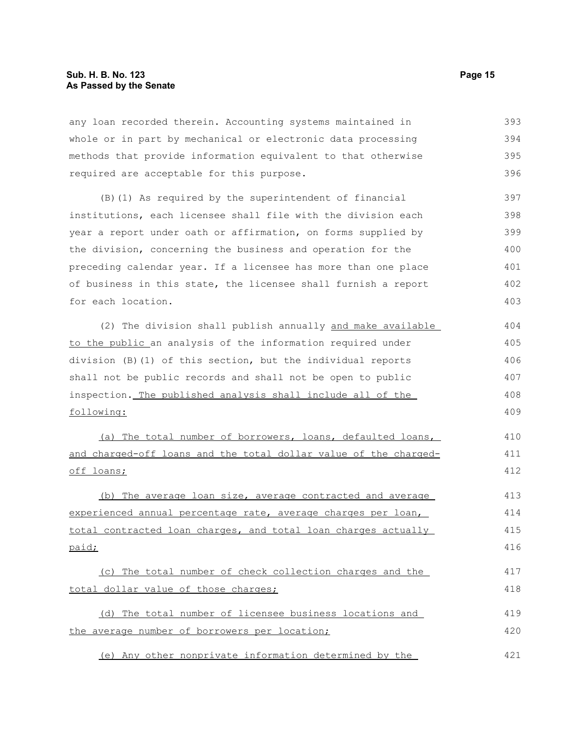any loan recorded therein. Accounting systems maintained in whole or in part by mechanical or electronic data processing methods that provide information equivalent to that otherwise required are acceptable for this purpose.

(B)(1) As required by the superintendent of financial institutions, each licensee shall file with the division each year a report under oath or affirmation, on forms supplied by the division, concerning the business and operation for the preceding calendar year. If a licensee has more than one place of business in this state, the licensee shall furnish a report for each location.

(2) The division shall publish annually and make available to the public an analysis of the information required under division (B)(1) of this section, but the individual reports shall not be public records and shall not be open to public inspection. The published analysis shall include all of the following:

(a) The total number of borrowers, loans, defaulted loans, and charged-off loans and the total dollar value of the charged-off loans;

(b) The average loan size, average contracted and average experienced annual percentage rate, average charges per loan, total contracted loan charges, and total loan charges actually paid;

(c) The total number of check collection charges and the total dollar value of those charges;

(d) The total number of licensee business locations and the average number of borrowers per location;

(e) Any other nonprivate information determined by the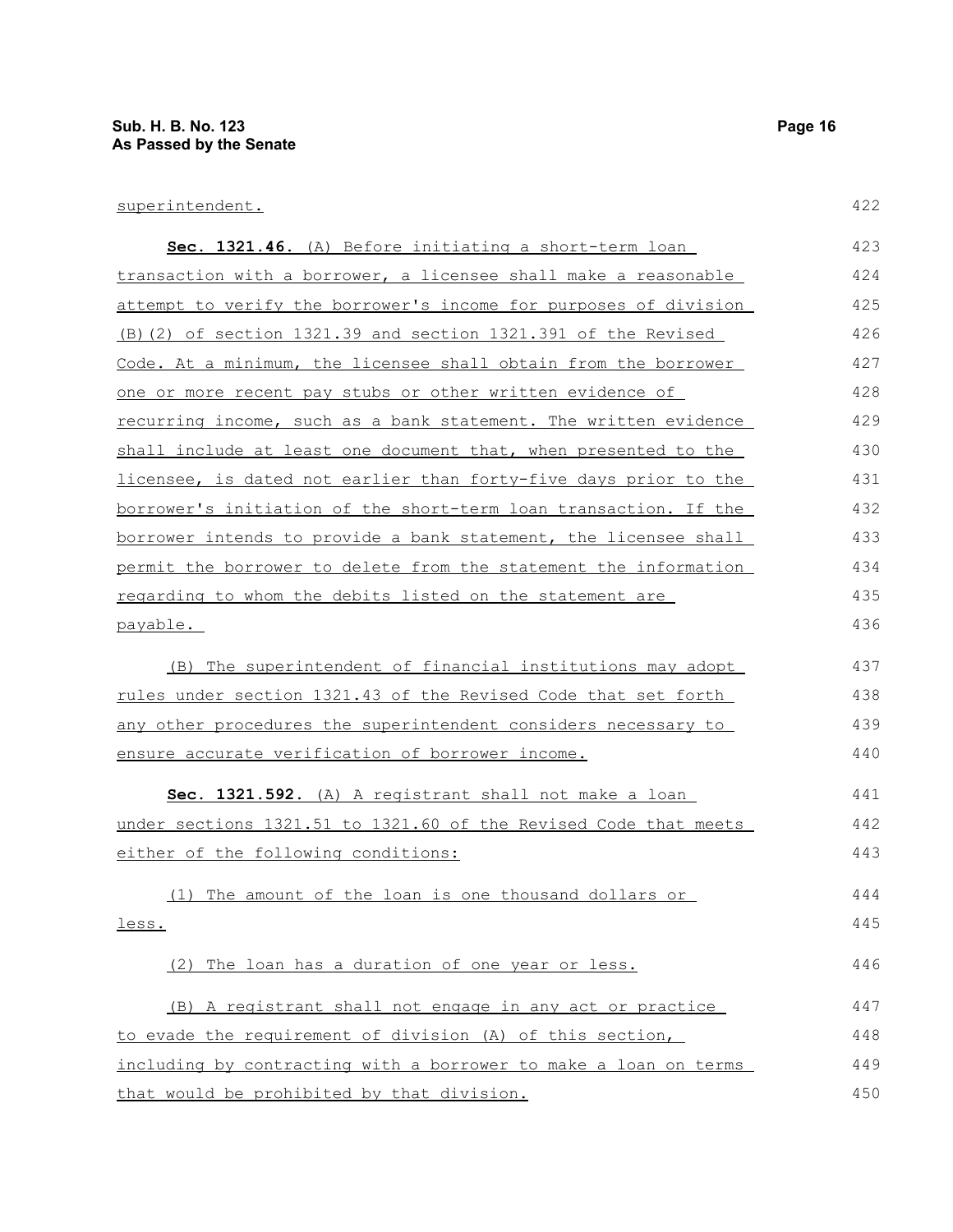superintendent.

**Sec. 1321.46.** (A) Before initiating a short-term loan transaction with a borrower, a licensee shall make a reasonable attempt to verify the borrower's income for purposes of division (B)(2) of section 1321.39 and section 1321.391 of the Revised Code. At a minimum, the licensee shall obtain from the borrower one or more recent pay stubs or other written evidence of recurring income, such as a bank statement. The written evidence shall include at least one document that, when presented to the licensee, is dated not earlier than forty-five days prior to the borrower's initiation of the short-term loan transaction. If the borrower intends to provide a bank statement, the licensee shall permit the borrower to delete from the statement the information regarding to whom the debits listed on the statement are payable.

(B) The superintendent of financial institutions may adopt rules under section 1321.43 of the Revised Code that set forth any other procedures the superintendent considers necessary to ensure accurate verification of borrower income.

**Sec. 1321.592.** (A) A registrant shall not make a loan under sections 1321.51 to 1321.60 of the Revised Code that meets either of the following conditions:

(1) The amount of the loan is one thousand dollars or less.

(2) The loan has a duration of one year or less.

(B) A registrant shall not engage in any act or practice to evade the requirement of division (A) of this section, including by contracting with a borrower to make a loan on terms that would be prohibited by that division.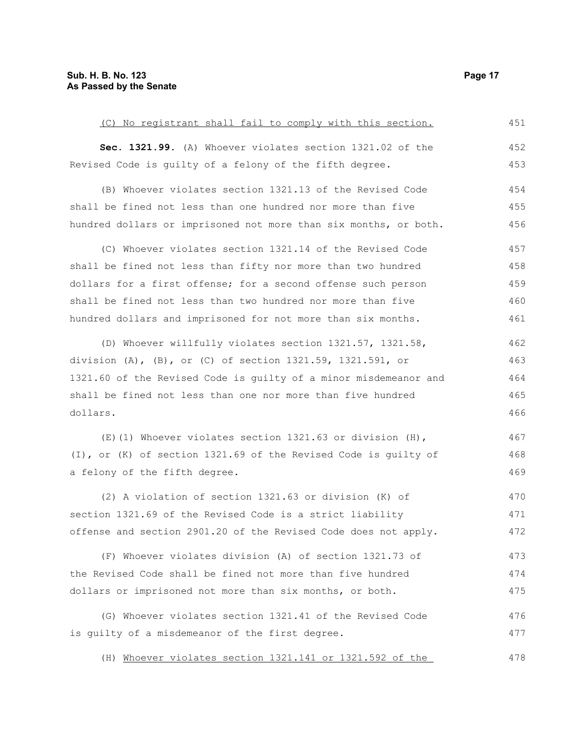(C) No registrant shall fail to comply with this section.

**Sec. 1321.99.** (A) Whoever violates section 1321.02 of the Revised Code is guilty of a felony of the fifth degree.

(B) Whoever violates section 1321.13 of the Revised Code shall be fined not less than one hundred nor more than five hundred dollars or imprisoned not more than six months, or both.

(C) Whoever violates section 1321.14 of the Revised Code shall be fined not less than fifty nor more than two hundred dollars for a first offense; for a second offense such person shall be fined not less than two hundred nor more than five hundred dollars and imprisoned for not more than six months.

(D) Whoever willfully violates section 1321.57, 1321.58, division (A), (B), or (C) of section 1321.59, 1321.591, or 1321.60 of the Revised Code is guilty of a minor misdemeanor and shall be fined not less than one nor more than five hundred dollars.

(E)(1) Whoever violates section 1321.63 or division (H), (I), or (K) of section 1321.69 of the Revised Code is guilty of a felony of the fifth degree.

(2) A violation of section 1321.63 or division (K) of section 1321.69 of the Revised Code is a strict liability offense and section 2901.20 of the Revised Code does not apply.

(F) Whoever violates division (A) of section 1321.73 of the Revised Code shall be fined not more than five hundred dollars or imprisoned not more than six months, or both.

(G) Whoever violates section 1321.41 of the Revised Code is guilty of a misdemeanor of the first degree.

(H) Whoever violates section 1321.141 or 1321.592 of the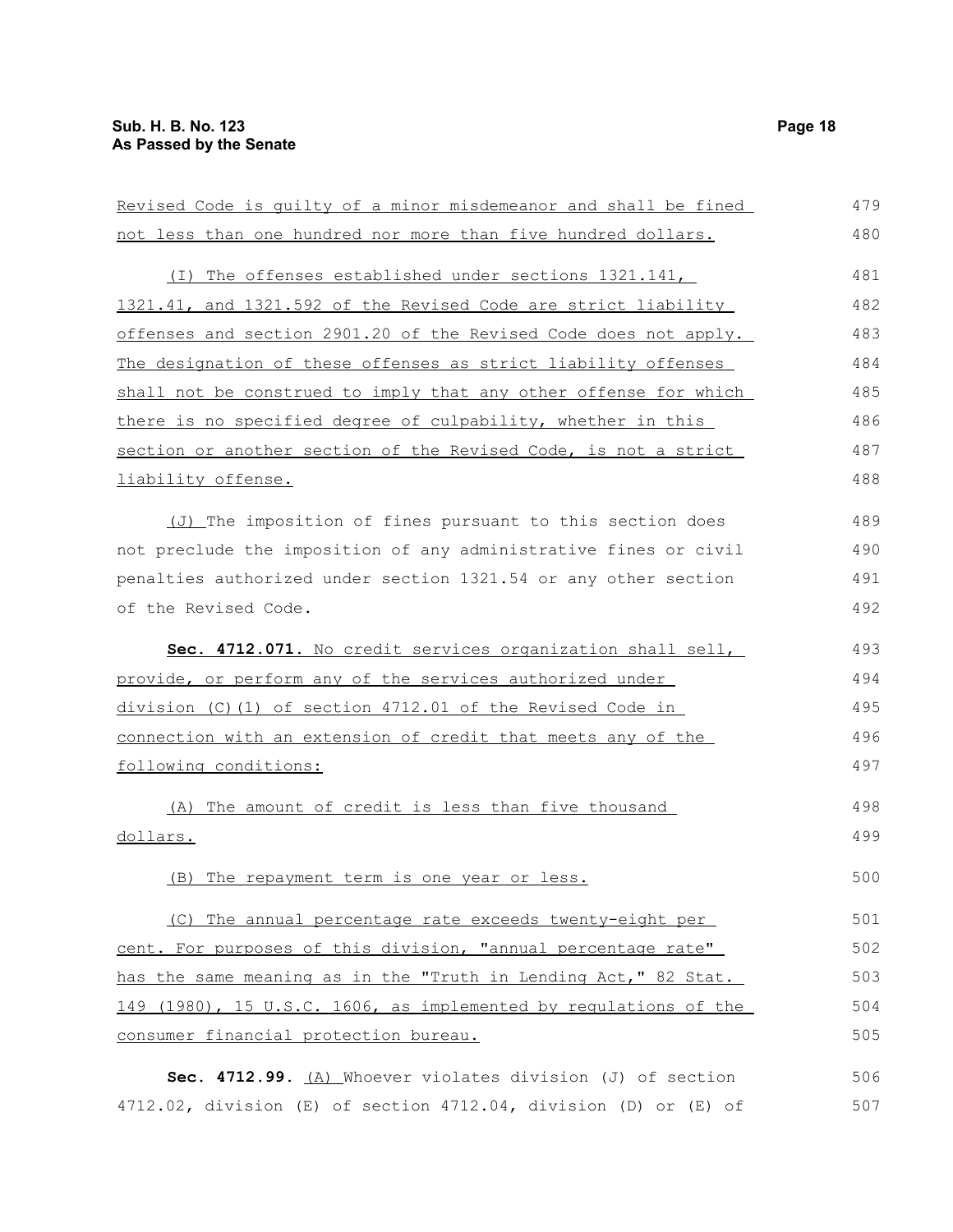Revised Code is guilty of a minor misdemeanor and shall be fined not less than one hundred nor more than five hundred dollars.

(I) The offenses established under sections 1321.141, 1321.41, and 1321.592 of the Revised Code are strict liability offenses and section 2901.20 of the Revised Code does not apply. The designation of these offenses as strict liability offenses shall not be construed to imply that any other offense for which there is no specified degree of culpability, whether in this section or another section of the Revised Code, is not a strict liability offense.

(J) The imposition of fines pursuant to this section does not preclude the imposition of any administrative fines or civil penalties authorized under section 1321.54 or any other section of the Revised Code.

**Sec. 4712.071.** No credit services organization shall sell, provide, or perform any of the services authorized under division (C)(1) of section 4712.01 of the Revised Code in connection with an extension of credit that meets any of the following conditions:

(A) The amount of credit is less than five thousand dollars.

(B) The repayment term is one year or less.

(C) The annual percentage rate exceeds twenty-eight per cent. For purposes of this division, "annual percentage rate" has the same meaning as in the "Truth in Lending Act," 82 Stat. 149 (1980), 15 U.S.C. 1606, as implemented by regulations of the consumer financial protection bureau.

**Sec. 4712.99.** (A) Whoever violates division (J) of section 4712.02, division (E) of section 4712.04, division (D) or (E) of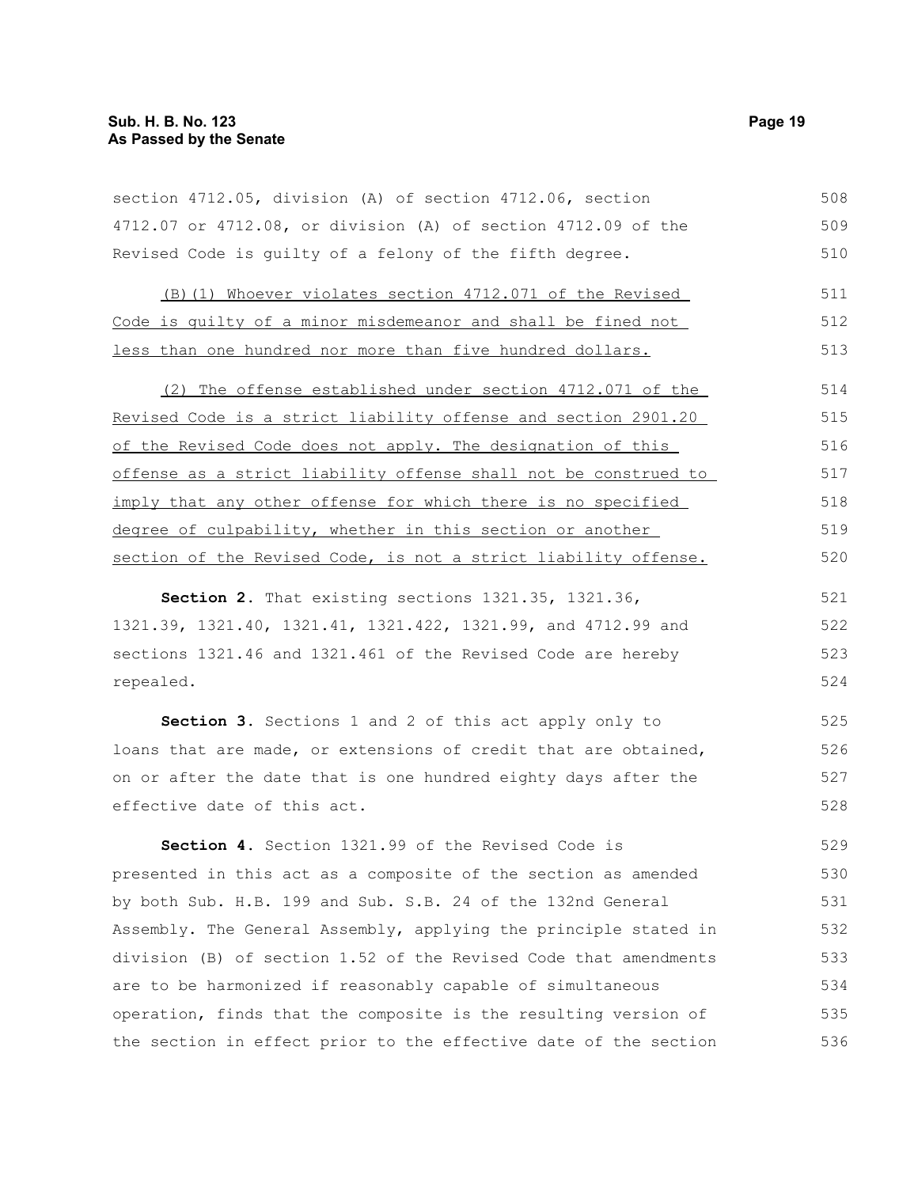section 4712.05, division (A) of section 4712.06, section 4712.07 or 4712.08, or division (A) of section 4712.09 of the Revised Code is guilty of a felony of the fifth degree.

(B)(1) Whoever violates section 4712.071 of the Revised Code is guilty of a minor misdemeanor and shall be fined not less than one hundred nor more than five hundred dollars.

(2) The offense established under section 4712.071 of the Revised Code is a strict liability offense and section 2901.20 of the Revised Code does not apply. The designation of this offense as a strict liability offense shall not be construed to imply that any other offense for which there is no specified degree of culpability, whether in this section or another section of the Revised Code, is not a strict liability offense.

**Section 2.** That existing sections 1321.35, 1321.36, 1321.39, 1321.40, 1321.41, 1321.422, 1321.99, and 4712.99 and sections 1321.46 and 1321.461 of the Revised Code are hereby repealed.

**Section 3.** Sections 1 and 2 of this act apply only to loans that are made, or extensions of credit that are obtained, on or after the date that is one hundred eighty days after the effective date of this act.

**Section 4.** Section 1321.99 of the Revised Code is presented in this act as a composite of the section as amended by both Sub. H.B. 199 and Sub. S.B. 24 of the 132nd General Assembly. The General Assembly, applying the principle stated in division (B) of section 1.52 of the Revised Code that amendments are to be harmonized if reasonably capable of simultaneous operation, finds that the composite is the resulting version of the section in effect prior to the effective date of the section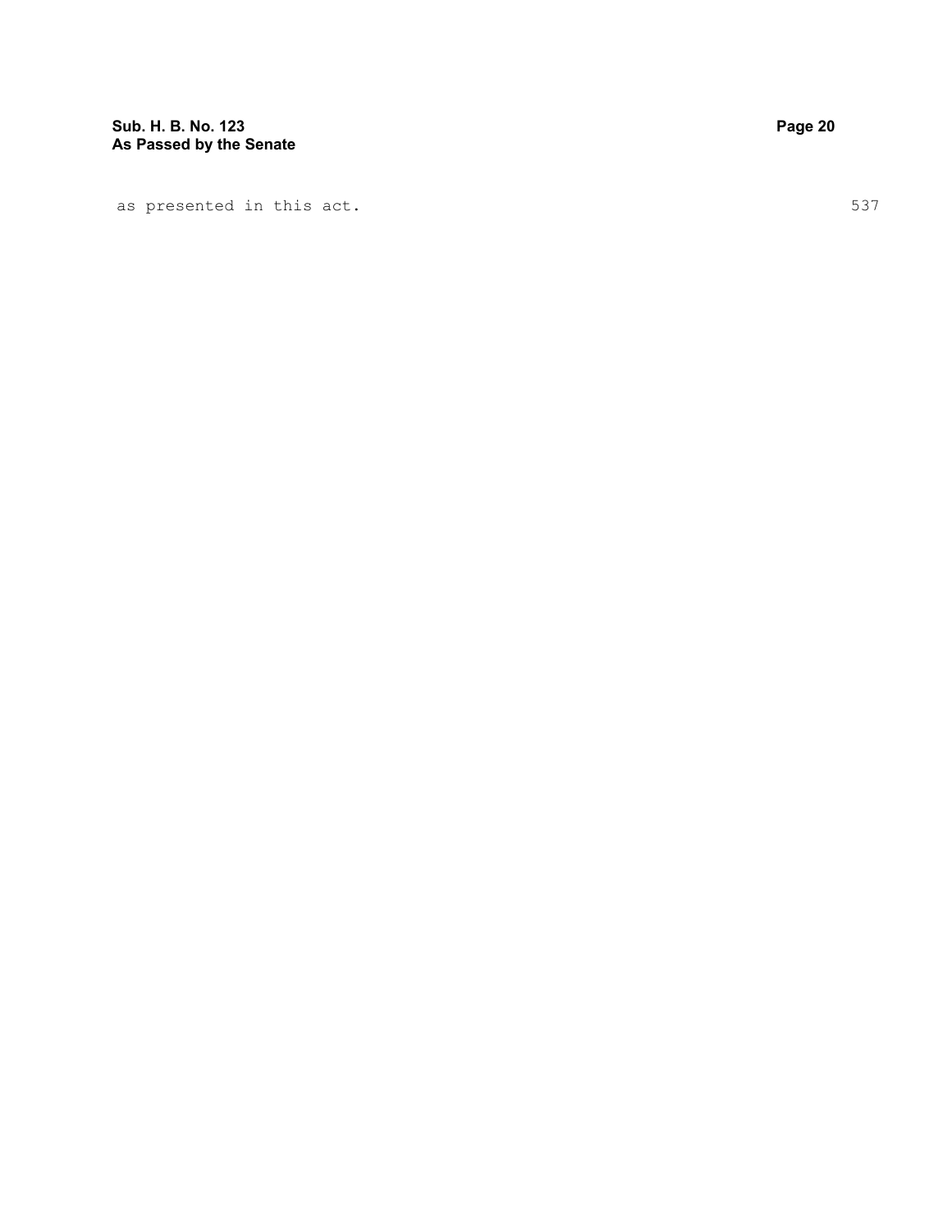as presented in this act.